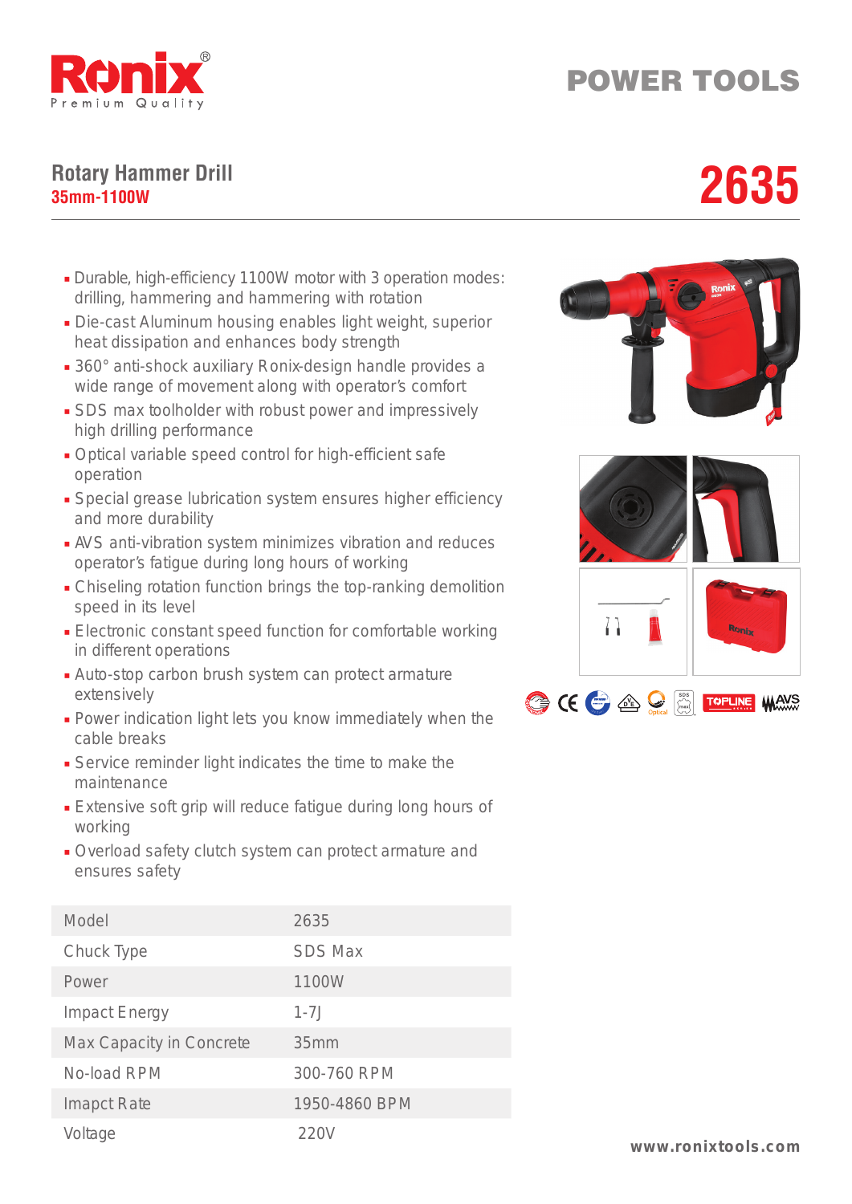Ronix
Premium Quality

# POWER TOOLS

## Rotary Hammer Drill

**35mm-1100W**

## 2635

- Durable, high-efficiency 1100W motor with 3 operation modes: drilling, hammering and hammering with rotation
- Die-cast Aluminum housing enables light weight, superior heat dissipation and enhances body strength
- 360° anti-shock auxiliary Ronix-design handle provides a wide range of movement along with operator's comfort
- SDS max toolholder with robust power and impressively high drilling performance
- Optical variable speed control for high-efficient safe operation
- Special grease lubrication system ensures higher efficiency and more durability
- AVS anti-vibration system minimizes vibration and reduces operator's fatigue during long hours of working
- Chiseling rotation function brings the top-ranking demolition speed in its level
- Electronic constant speed function for comfortable working in different operations
- Auto-stop carbon brush system can protect armature extensively
- Power indication light lets you know immediately when the cable breaks
- Service reminder light indicates the time to make the maintenance
- Extensive soft grip will reduce fatigue during long hours of working
- Overload safety clutch system can protect armature and ensures safety

| Model | 2635 |
| --- | --- |
| Chuck Type | SDS Max |
| Power | 1100W |
| Impact Energy | 1-7J |
| Max Capacity in Concrete | 35mm |
| No-load RPM | 300-760 RPM |
| Imapct Rate | 1950-4860 BPM |
| Voltage | 220V |

www.ronixtools.com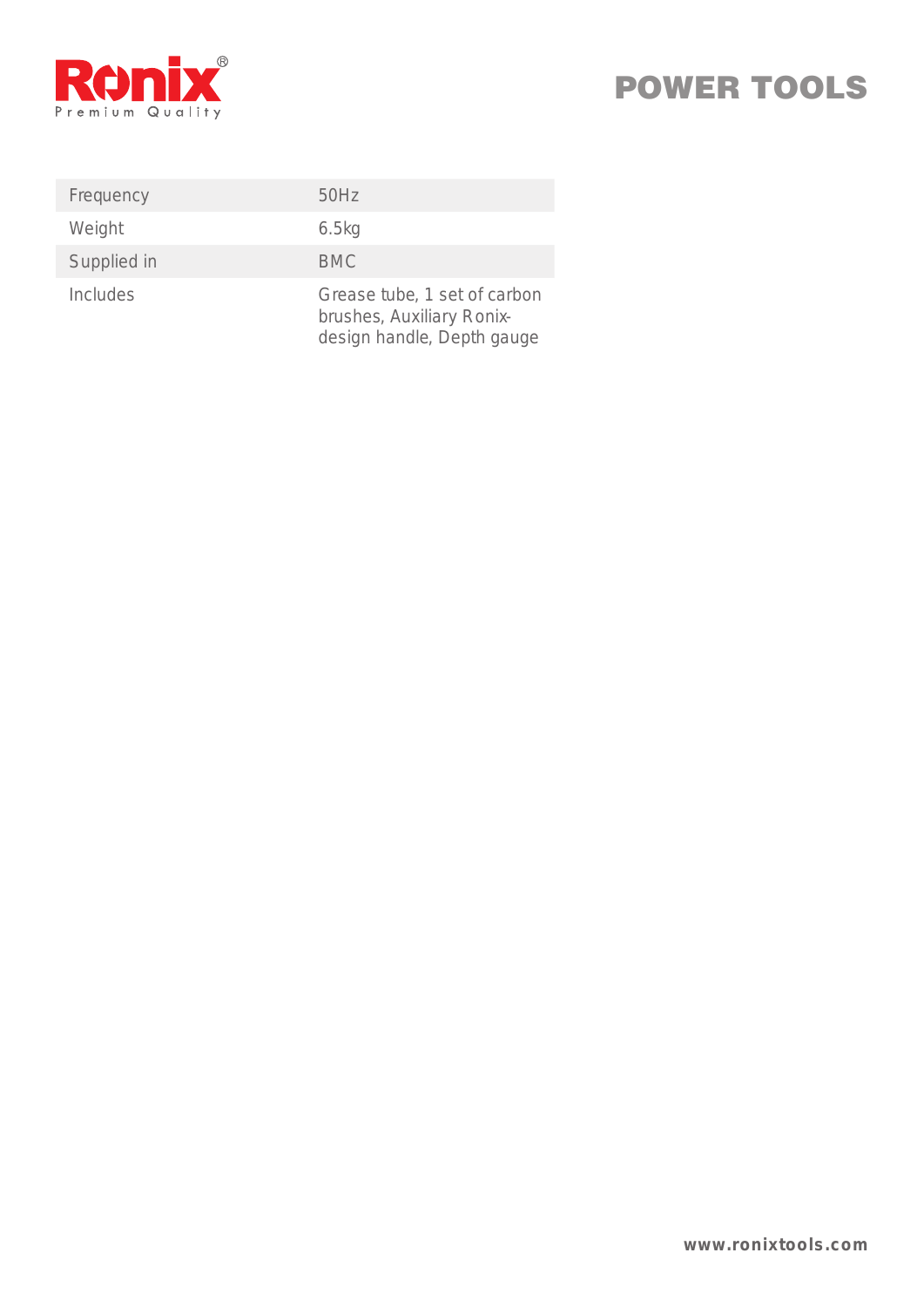| | |
|---|---|
| Frequency | 50Hz |
| Weight | 6.5kg |
| Supplied in | BMC |
| Includes | Grease tube, 1 set of carbon brushes, Auxiliary Ronix-design handle, Depth gauge |